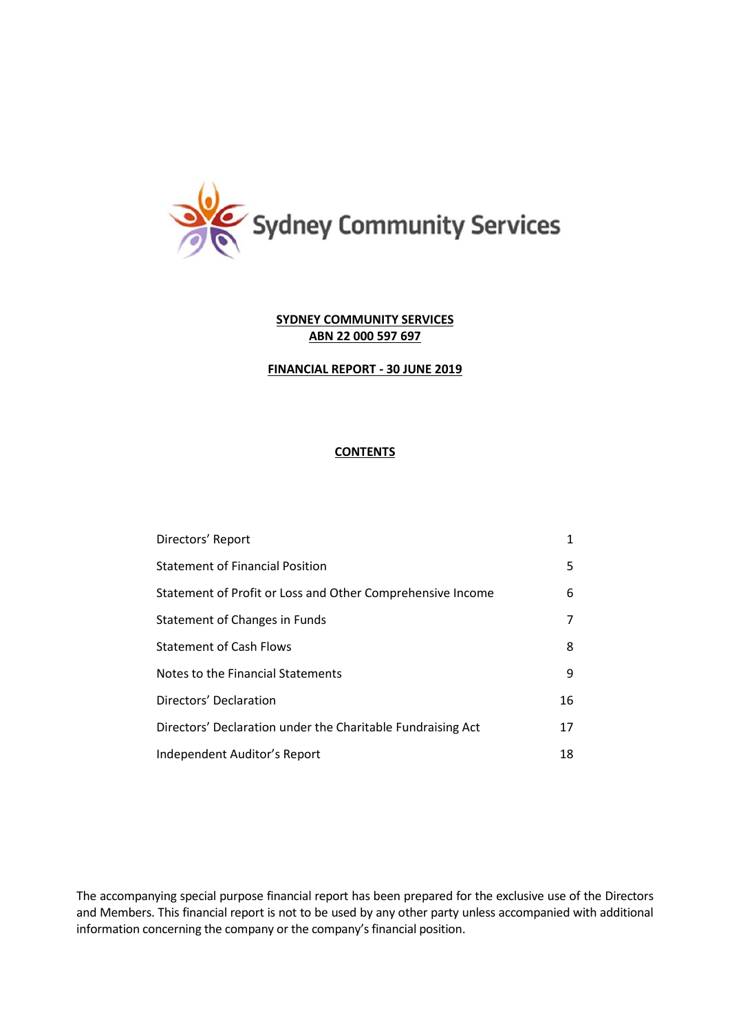Sydney Community Services

**SYDNEY COMMUNITY SERVICES**
**ABN 22 000 597 697**

**FINANCIAL REPORT - 30 JUNE 2019**

**CONTENTS**

| | |
|---|---|
| Directors' Report | 1 |
| Statement of Financial Position | 5 |
| Statement of Profit or Loss and Other Comprehensive Income | 6 |
| Statement of Changes in Funds | 7 |
| Statement of Cash Flows | 8 |
| Notes to the Financial Statements | 9 |
| Directors' Declaration | 16 |
| Directors' Declaration under the Charitable Fundraising Act | 17 |
| Independent Auditor's Report | 18 |

The accompanying special purpose financial report has been prepared for the exclusive use of the Directors and Members. This financial report is not to be used by any other party unless accompanied with additional information concerning the company or the company's financial position.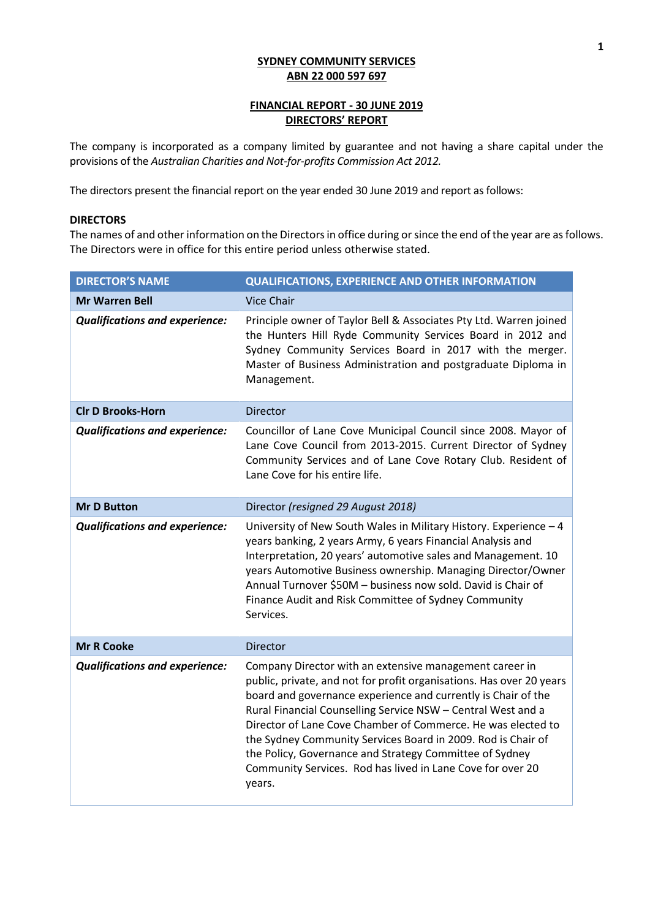**SYDNEY COMMUNITY SERVICES**
**ABN 22 000 597 697**

**FINANCIAL REPORT - 30 JUNE 2019**
**DIRECTORS' REPORT**

The company is incorporated as a company limited by guarantee and not having a share capital under the provisions of the *Australian Charities and Not-for-profits Commission Act 2012.*

The directors present the financial report on the year ended 30 June 2019 and report as follows:

**DIRECTORS**

The names of and other information on the Directors in office during or since the end of the year are as follows. The Directors were in office for this entire period unless otherwise stated.

| DIRECTOR'S NAME | QUALIFICATIONS, EXPERIENCE AND OTHER INFORMATION |
|---|---|
| **Mr Warren Bell** | Vice Chair |
| ***Qualifications and experience:*** | Principle owner of Taylor Bell & Associates Pty Ltd. Warren joined the Hunters Hill Ryde Community Services Board in 2012 and Sydney Community Services Board in 2017 with the merger. Master of Business Administration and postgraduate Diploma in Management. |
| **Clr D Brooks-Horn** | Director |
| ***Qualifications and experience:*** | Councillor of Lane Cove Municipal Council since 2008. Mayor of Lane Cove Council from 2013-2015. Current Director of Sydney Community Services and of Lane Cove Rotary Club. Resident of Lane Cove for his entire life. |
| **Mr D Button** | Director *(resigned 29 August 2018)* |
| ***Qualifications and experience:*** | University of New South Wales in Military History. Experience – 4 years banking, 2 years Army, 6 years Financial Analysis and Interpretation, 20 years' automotive sales and Management. 10 years Automotive Business ownership. Managing Director/Owner Annual Turnover $50M – business now sold. David is Chair of Finance Audit and Risk Committee of Sydney Community Services. |
| **Mr R Cooke** | Director |
| ***Qualifications and experience:*** | Company Director with an extensive management career in public, private, and not for profit organisations. Has over 20 years board and governance experience and currently is Chair of the Rural Financial Counselling Service NSW – Central West and a Director of Lane Cove Chamber of Commerce. He was elected to the Sydney Community Services Board in 2009. Rod is Chair of the Policy, Governance and Strategy Committee of Sydney Community Services. Rod has lived in Lane Cove for over 20 years. |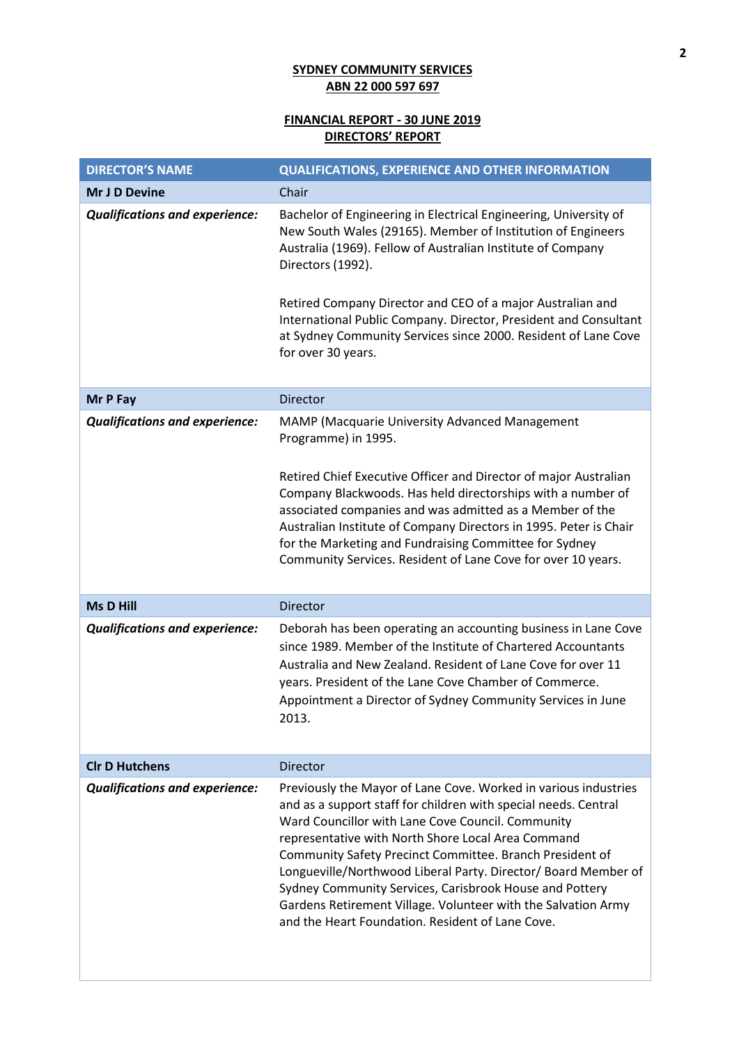**SYDNEY COMMUNITY SERVICES**
**ABN 22 000 597 697**

**FINANCIAL REPORT - 30 JUNE 2019**
**DIRECTORS' REPORT**

| DIRECTOR'S NAME | QUALIFICATIONS, EXPERIENCE AND OTHER INFORMATION |
|---|---|
| **Mr J D Devine** | Chair |
| ***Qualifications and experience:*** | Bachelor of Engineering in Electrical Engineering, University of New South Wales (29165). Member of Institution of Engineers Australia (1969). Fellow of Australian Institute of Company Directors (1992).<br><br>Retired Company Director and CEO of a major Australian and International Public Company. Director, President and Consultant at Sydney Community Services since 2000. Resident of Lane Cove for over 30 years. |
| **Mr P Fay** | Director |
| ***Qualifications and experience:*** | MAMP (Macquarie University Advanced Management Programme) in 1995.<br><br>Retired Chief Executive Officer and Director of major Australian Company Blackwoods. Has held directorships with a number of associated companies and was admitted as a Member of the Australian Institute of Company Directors in 1995. Peter is Chair for the Marketing and Fundraising Committee for Sydney Community Services. Resident of Lane Cove for over 10 years. |
| **Ms D Hill** | Director |
| ***Qualifications and experience:*** | Deborah has been operating an accounting business in Lane Cove since 1989. Member of the Institute of Chartered Accountants Australia and New Zealand. Resident of Lane Cove for over 11 years. President of the Lane Cove Chamber of Commerce. Appointment a Director of Sydney Community Services in June 2013. |
| **Clr D Hutchens** | Director |
| ***Qualifications and experience:*** | Previously the Mayor of Lane Cove. Worked in various industries and as a support staff for children with special needs. Central Ward Councillor with Lane Cove Council. Community representative with North Shore Local Area Command Community Safety Precinct Committee. Branch President of Longueville/Northwood Liberal Party. Director/ Board Member of Sydney Community Services, Carisbrook House and Pottery Gardens Retirement Village. Volunteer with the Salvation Army and the Heart Foundation. Resident of Lane Cove. |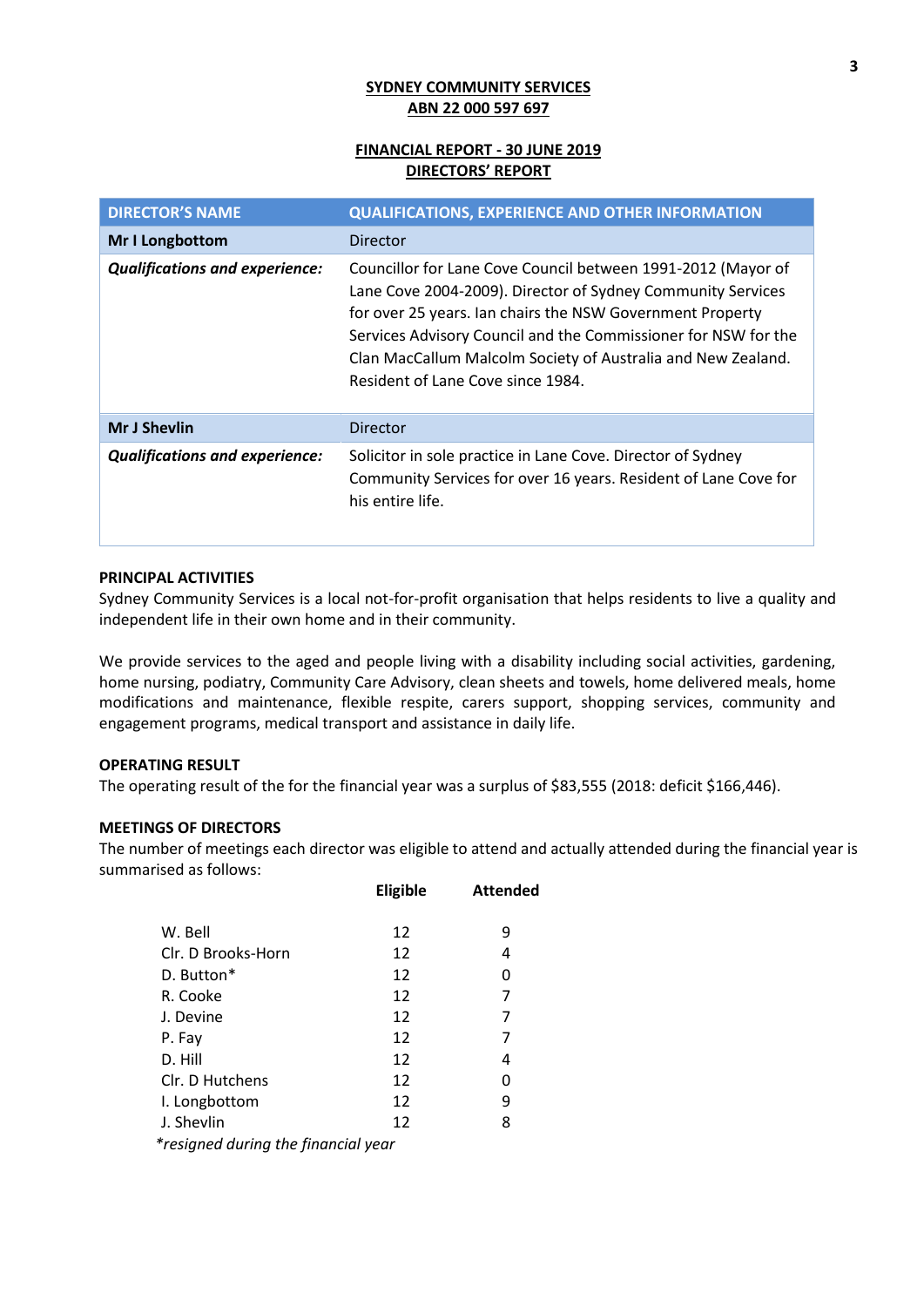**SYDNEY COMMUNITY SERVICES**
**ABN 22 000 597 697**

**FINANCIAL REPORT - 30 JUNE 2019**
**DIRECTORS' REPORT**

| DIRECTOR'S NAME | QUALIFICATIONS, EXPERIENCE AND OTHER INFORMATION |
|---|---|
| **Mr I Longbottom** | Director |
| ***Qualifications and experience:*** | Councillor for Lane Cove Council between 1991-2012 (Mayor of Lane Cove 2004-2009). Director of Sydney Community Services for over 25 years. Ian chairs the NSW Government Property Services Advisory Council and the Commissioner for NSW for the Clan MacCallum Malcolm Society of Australia and New Zealand. Resident of Lane Cove since 1984. |
| **Mr J Shevlin** | Director |
| ***Qualifications and experience:*** | Solicitor in sole practice in Lane Cove. Director of Sydney Community Services for over 16 years. Resident of Lane Cove for his entire life. |

**PRINCIPAL ACTIVITIES**

Sydney Community Services is a local not-for-profit organisation that helps residents to live a quality and independent life in their own home and in their community.

We provide services to the aged and people living with a disability including social activities, gardening, home nursing, podiatry, Community Care Advisory, clean sheets and towels, home delivered meals, home modifications and maintenance, flexible respite, carers support, shopping services, community and engagement programs, medical transport and assistance in daily life.

**OPERATING RESULT**

The operating result of the for the financial year was a surplus of $83,555 (2018: deficit $166,446).

**MEETINGS OF DIRECTORS**

The number of meetings each director was eligible to attend and actually attended during the financial year is summarised as follows:

| | Eligible | Attended |
|---|---|---|
| W. Bell | 12 | 9 |
| Clr. D Brooks-Horn | 12 | 4 |
| D. Button* | 12 | 0 |
| R. Cooke | 12 | 7 |
| J. Devine | 12 | 7 |
| P. Fay | 12 | 7 |
| D. Hill | 12 | 4 |
| Clr. D Hutchens | 12 | 0 |
| I. Longbottom | 12 | 9 |
| J. Shevlin | 12 | 8 |

*\*resigned during the financial year*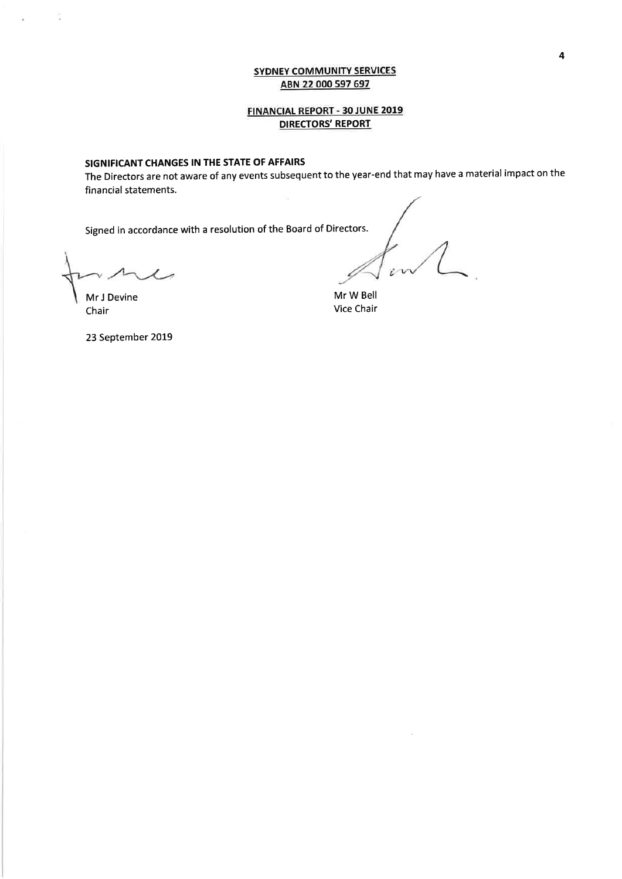**SYDNEY COMMUNITY SERVICES**
**ABN 22 000 597 697**

**FINANCIAL REPORT - 30 JUNE 2019**
**DIRECTORS' REPORT**

### SIGNIFICANT CHANGES IN THE STATE OF AFFAIRS

The Directors are not aware of any events subsequent to the year-end that may have a material impact on the financial statements.

Signed in accordance with a resolution of the Board of Directors.

Mr J Devine
Chair

Mr W Bell
Vice Chair

23 September 2019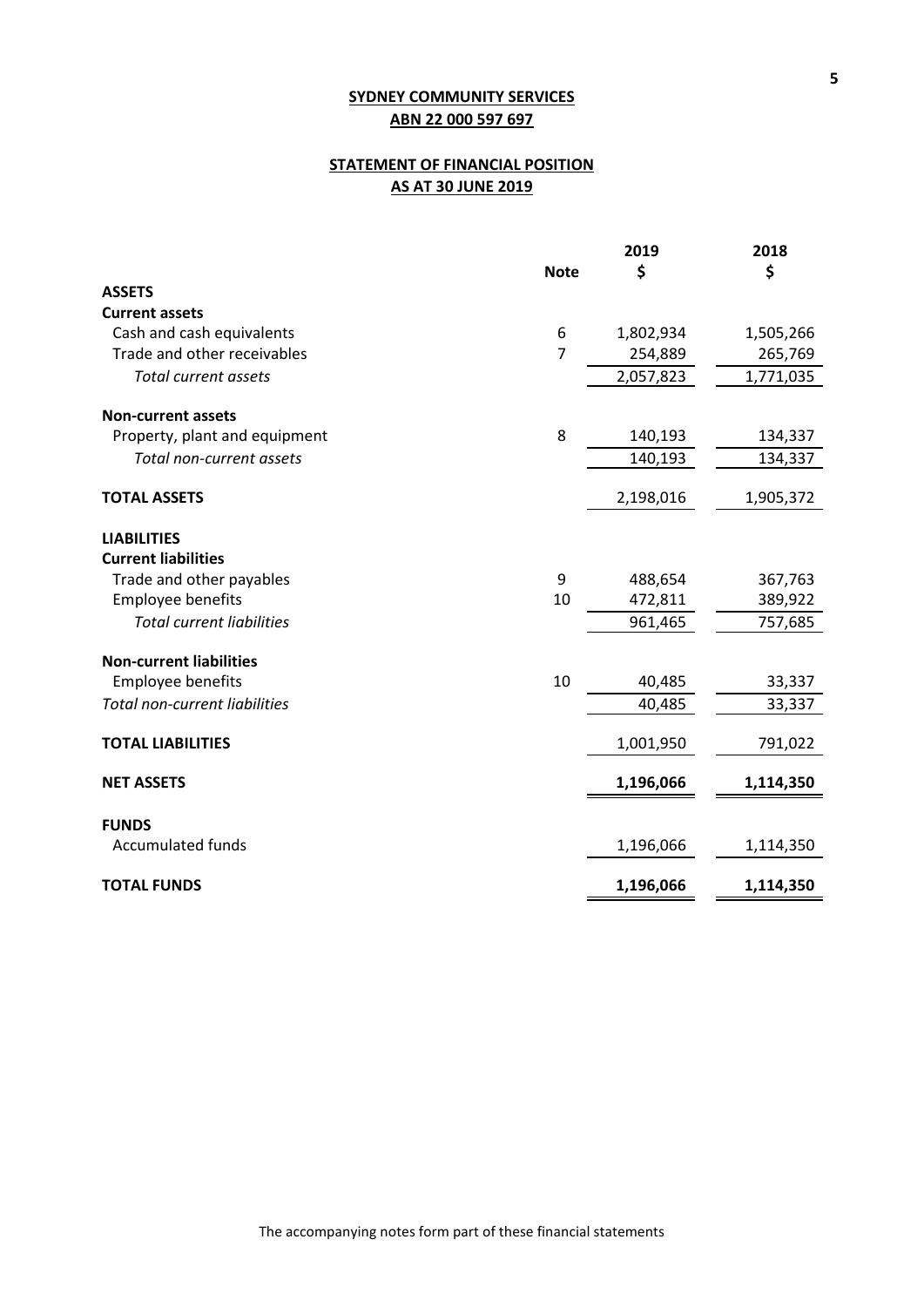**SYDNEY COMMUNITY SERVICES**
**ABN 22 000 597 697**

**STATEMENT OF FINANCIAL POSITION**
**AS AT 30 JUNE 2019**

| | Note | 2019 $ | 2018 $ |
|---|---|---|---|
| **ASSETS** | | | |
| **Current assets** | | | |
| Cash and cash equivalents | 6 | 1,802,934 | 1,505,266 |
| Trade and other receivables | 7 | 254,889 | 265,769 |
| *Total current assets* | | 2,057,823 | 1,771,035 |
| **Non-current assets** | | | |
| Property, plant and equipment | 8 | 140,193 | 134,337 |
| *Total non-current assets* | | 140,193 | 134,337 |
| **TOTAL ASSETS** | | 2,198,016 | 1,905,372 |
| **LIABILITIES** | | | |
| **Current liabilities** | | | |
| Trade and other payables | 9 | 488,654 | 367,763 |
| Employee benefits | 10 | 472,811 | 389,922 |
| *Total current liabilities* | | 961,465 | 757,685 |
| **Non-current liabilities** | | | |
| Employee benefits | 10 | 40,485 | 33,337 |
| *Total non-current liabilities* | | 40,485 | 33,337 |
| **TOTAL LIABILITIES** | | 1,001,950 | 791,022 |
| **NET ASSETS** | | **1,196,066** | **1,114,350** |
| **FUNDS** | | | |
| Accumulated funds | | 1,196,066 | 1,114,350 |
| **TOTAL FUNDS** | | **1,196,066** | **1,114,350** |

The accompanying notes form part of these financial statements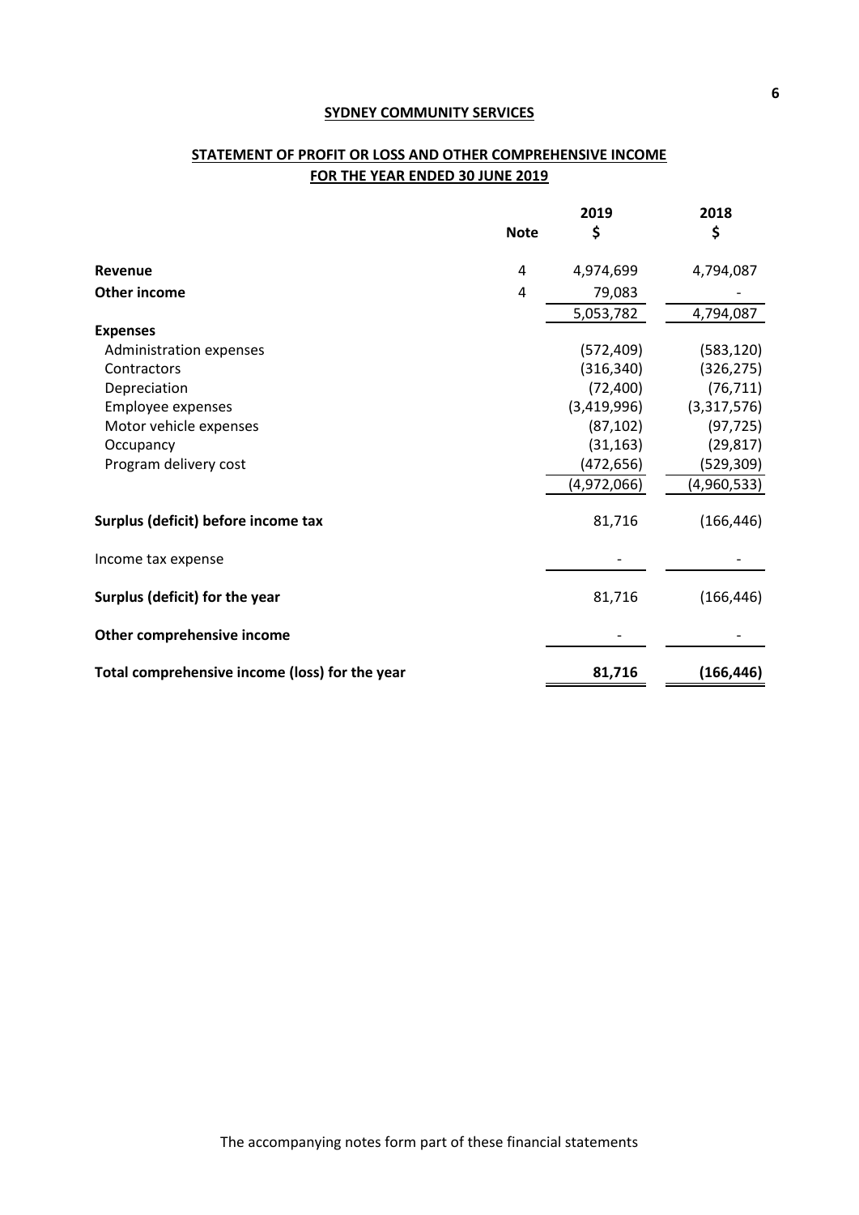**SYDNEY COMMUNITY SERVICES**

**STATEMENT OF PROFIT OR LOSS AND OTHER COMPREHENSIVE INCOME**
**FOR THE YEAR ENDED 30 JUNE 2019**

| | Note | 2019 $ | 2018 $ |
|---|---|---|---|
| **Revenue** | 4 | 4,974,699 | 4,794,087 |
| **Other income** | 4 | 79,083 | - |
| | | 5,053,782 | 4,794,087 |
| **Expenses** | | | |
| Administration expenses | | (572,409) | (583,120) |
| Contractors | | (316,340) | (326,275) |
| Depreciation | | (72,400) | (76,711) |
| Employee expenses | | (3,419,996) | (3,317,576) |
| Motor vehicle expenses | | (87,102) | (97,725) |
| Occupancy | | (31,163) | (29,817) |
| Program delivery cost | | (472,656) | (529,309) |
| | | (4,972,066) | (4,960,533) |
| **Surplus (deficit) before income tax** | | 81,716 | (166,446) |
| Income tax expense | | - | - |
| **Surplus (deficit) for the year** | | 81,716 | (166,446) |
| **Other comprehensive income** | | - | - |
| **Total comprehensive income (loss) for the year** | | **81,716** | **(166,446)** |

The accompanying notes form part of these financial statements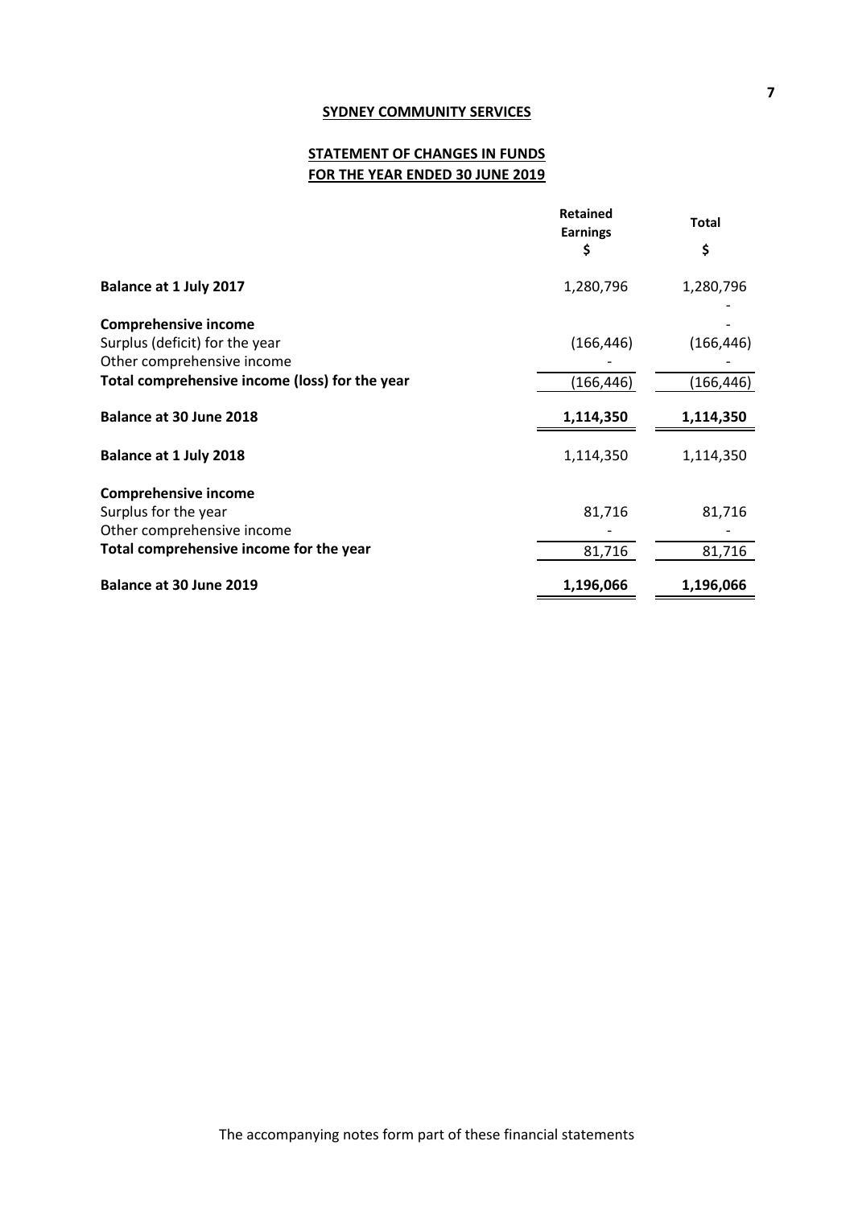**SYDNEY COMMUNITY SERVICES**

**STATEMENT OF CHANGES IN FUNDS**
**FOR THE YEAR ENDED 30 JUNE 2019**

| | Retained Earnings $ | Total $ |
|---|---|---|
| **Balance at 1 July 2017** | 1,280,796 | 1,280,796 |
| | | - |
| **Comprehensive income** | | - |
| Surplus (deficit) for the year | (166,446) | (166,446) |
| Other comprehensive income | - | - |
| **Total comprehensive income (loss) for the year** | (166,446) | (166,446) |
| **Balance at 30 June 2018** | **1,114,350** | **1,114,350** |
| **Balance at 1 July 2018** | 1,114,350 | 1,114,350 |
| **Comprehensive income** | | |
| Surplus for the year | 81,716 | 81,716 |
| Other comprehensive income | - | - |
| **Total comprehensive income for the year** | 81,716 | 81,716 |
| **Balance at 30 June 2019** | **1,196,066** | **1,196,066** |

The accompanying notes form part of these financial statements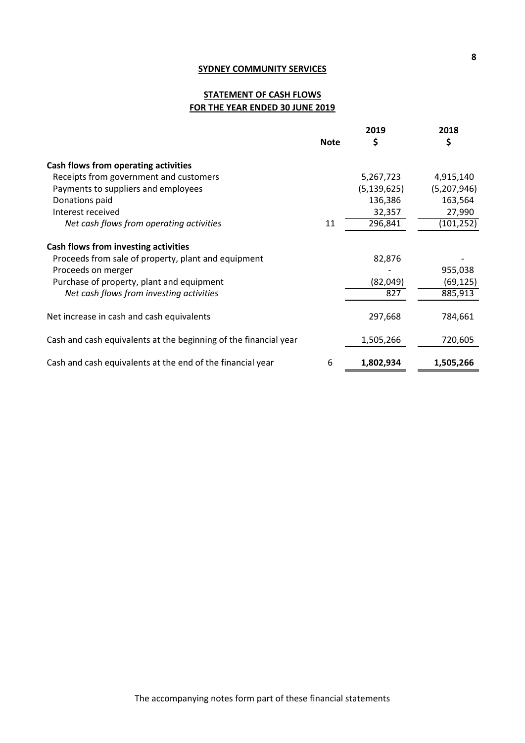**SYDNEY COMMUNITY SERVICES**

# STATEMENT OF CASH FLOWS
## FOR THE YEAR ENDED 30 JUNE 2019

| | Note | 2019<br>$ | 2018<br>$ |
|---|---|---|---|
| **Cash flows from operating activities** | | | |
| Receipts from government and customers | | 5,267,723 | 4,915,140 |
| Payments to suppliers and employees | | (5,139,625) | (5,207,946) |
| Donations paid | | 136,386 | 163,564 |
| Interest received | | 32,357 | 27,990 |
| *Net cash flows from operating activities* | 11 | 296,841 | (101,252) |
| **Cash flows from investing activities** | | | |
| Proceeds from sale of property, plant and equipment | | 82,876 | - |
| Proceeds on merger | | - | 955,038 |
| Purchase of property, plant and equipment | | (82,049) | (69,125) |
| *Net cash flows from investing activities* | | 827 | 885,913 |
| Net increase in cash and cash equivalents | | 297,668 | 784,661 |
| Cash and cash equivalents at the beginning of the financial year | | 1,505,266 | 720,605 |
| Cash and cash equivalents at the end of the financial year | 6 | **1,802,934** | **1,505,266** |

The accompanying notes form part of these financial statements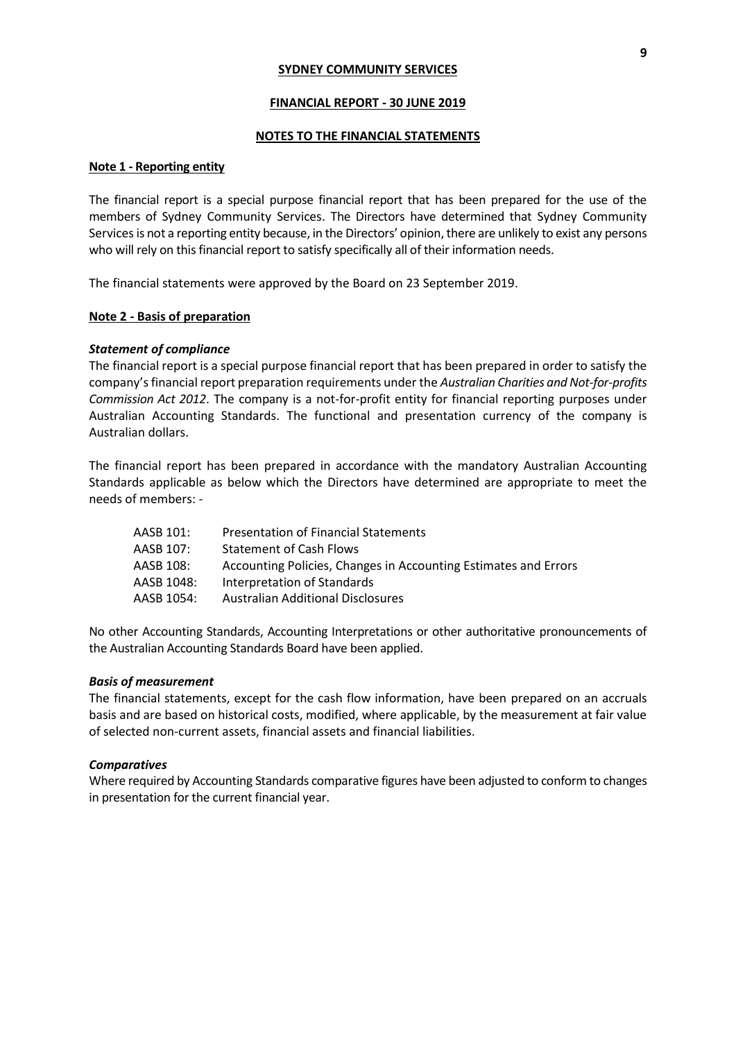**SYDNEY COMMUNITY SERVICES**

**FINANCIAL REPORT - 30 JUNE 2019**

**NOTES TO THE FINANCIAL STATEMENTS**

## Note 1 - Reporting entity

The financial report is a special purpose financial report that has been prepared for the use of the members of Sydney Community Services. The Directors have determined that Sydney Community Services is not a reporting entity because, in the Directors' opinion, there are unlikely to exist any persons who will rely on this financial report to satisfy specifically all of their information needs.

The financial statements were approved by the Board on 23 September 2019.

## Note 2 - Basis of preparation

***Statement of compliance***

The financial report is a special purpose financial report that has been prepared in order to satisfy the company's financial report preparation requirements under the *Australian Charities and Not-for-profits Commission Act 2012*. The company is a not-for-profit entity for financial reporting purposes under Australian Accounting Standards. The functional and presentation currency of the company is Australian dollars.

The financial report has been prepared in accordance with the mandatory Australian Accounting Standards applicable as below which the Directors have determined are appropriate to meet the needs of members: -

| | |
|---|---|
| AASB 101: | Presentation of Financial Statements |
| AASB 107: | Statement of Cash Flows |
| AASB 108: | Accounting Policies, Changes in Accounting Estimates and Errors |
| AASB 1048: | Interpretation of Standards |
| AASB 1054: | Australian Additional Disclosures |

No other Accounting Standards, Accounting Interpretations or other authoritative pronouncements of the Australian Accounting Standards Board have been applied.

***Basis of measurement***

The financial statements, except for the cash flow information, have been prepared on an accruals basis and are based on historical costs, modified, where applicable, by the measurement at fair value of selected non-current assets, financial assets and financial liabilities.

***Comparatives***

Where required by Accounting Standards comparative figures have been adjusted to conform to changes in presentation for the current financial year.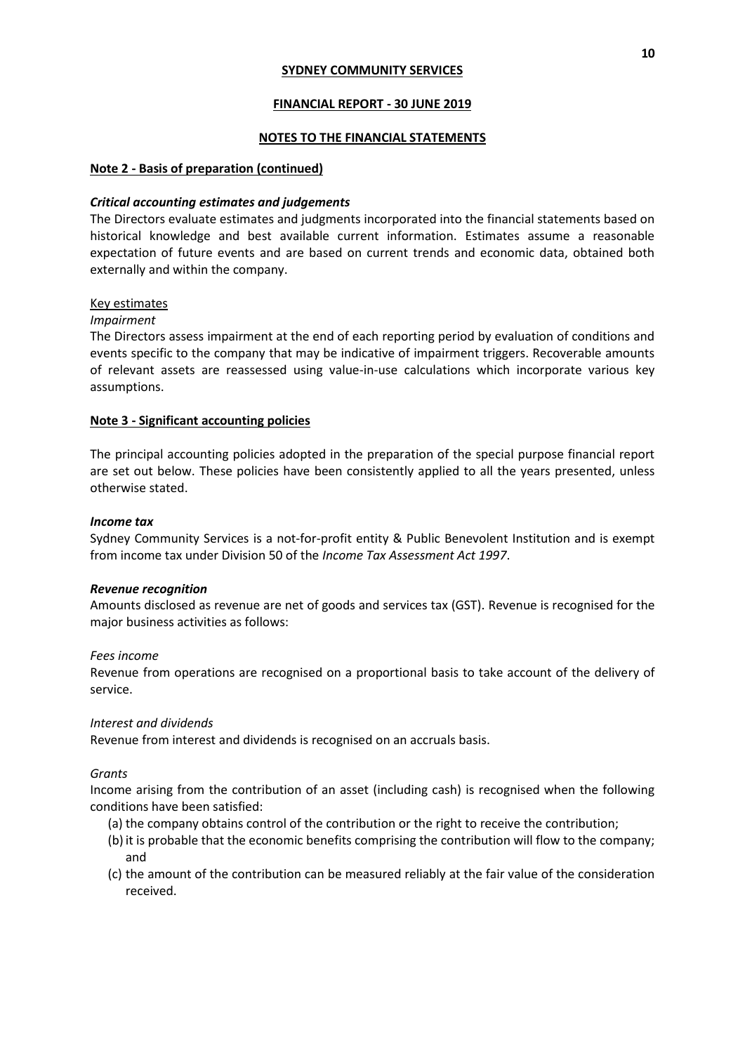**SYDNEY COMMUNITY SERVICES**

**FINANCIAL REPORT - 30 JUNE 2019**

**NOTES TO THE FINANCIAL STATEMENTS**

## Note 2 - Basis of preparation (continued)

### *Critical accounting estimates and judgements*

The Directors evaluate estimates and judgments incorporated into the financial statements based on historical knowledge and best available current information. Estimates assume a reasonable expectation of future events and are based on current trends and economic data, obtained both externally and within the company.

Key estimates

*Impairment*

The Directors assess impairment at the end of each reporting period by evaluation of conditions and events specific to the company that may be indicative of impairment triggers. Recoverable amounts of relevant assets are reassessed using value-in-use calculations which incorporate various key assumptions.

## Note 3 - Significant accounting policies

The principal accounting policies adopted in the preparation of the special purpose financial report are set out below. These policies have been consistently applied to all the years presented, unless otherwise stated.

### *Income tax*

Sydney Community Services is a not-for-profit entity & Public Benevolent Institution and is exempt from income tax under Division 50 of the *Income Tax Assessment Act 1997*.

### *Revenue recognition*

Amounts disclosed as revenue are net of goods and services tax (GST). Revenue is recognised for the major business activities as follows:

*Fees income*

Revenue from operations are recognised on a proportional basis to take account of the delivery of service.

*Interest and dividends*

Revenue from interest and dividends is recognised on an accruals basis.

*Grants*

Income arising from the contribution of an asset (including cash) is recognised when the following conditions have been satisfied:

(a) the company obtains control of the contribution or the right to receive the contribution;

(b) it is probable that the economic benefits comprising the contribution will flow to the company; and

(c) the amount of the contribution can be measured reliably at the fair value of the consideration received.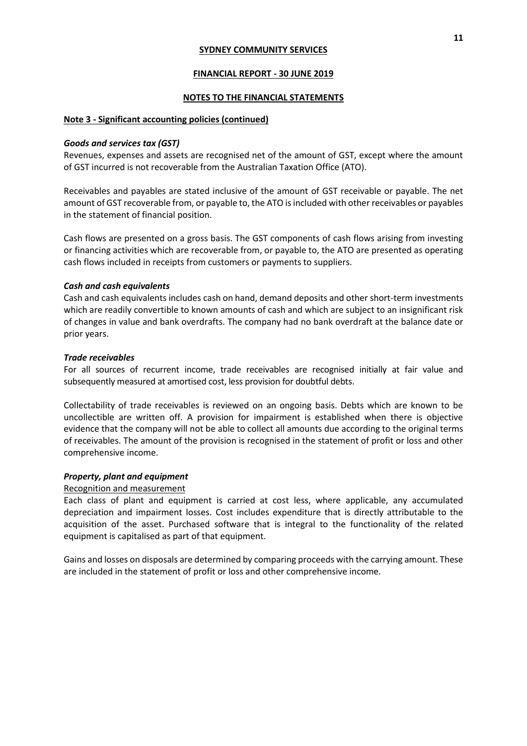**SYDNEY COMMUNITY SERVICES**

**FINANCIAL REPORT - 30 JUNE 2019**

**NOTES TO THE FINANCIAL STATEMENTS**

**Note 3 - Significant accounting policies (continued)**

***Goods and services tax (GST)***

Revenues, expenses and assets are recognised net of the amount of GST, except where the amount of GST incurred is not recoverable from the Australian Taxation Office (ATO).

Receivables and payables are stated inclusive of the amount of GST receivable or payable. The net amount of GST recoverable from, or payable to, the ATO is included with other receivables or payables in the statement of financial position.

Cash flows are presented on a gross basis. The GST components of cash flows arising from investing or financing activities which are recoverable from, or payable to, the ATO are presented as operating cash flows included in receipts from customers or payments to suppliers.

***Cash and cash equivalents***

Cash and cash equivalents includes cash on hand, demand deposits and other short-term investments which are readily convertible to known amounts of cash and which are subject to an insignificant risk of changes in value and bank overdrafts. The company had no bank overdraft at the balance date or prior years.

***Trade receivables***

For all sources of recurrent income, trade receivables are recognised initially at fair value and subsequently measured at amortised cost, less provision for doubtful debts.

Collectability of trade receivables is reviewed on an ongoing basis. Debts which are known to be uncollectible are written off. A provision for impairment is established when there is objective evidence that the company will not be able to collect all amounts due according to the original terms of receivables. The amount of the provision is recognised in the statement of profit or loss and other comprehensive income.

***Property, plant and equipment***

Recognition and measurement

Each class of plant and equipment is carried at cost less, where applicable, any accumulated depreciation and impairment losses. Cost includes expenditure that is directly attributable to the acquisition of the asset. Purchased software that is integral to the functionality of the related equipment is capitalised as part of that equipment.

Gains and losses on disposals are determined by comparing proceeds with the carrying amount. These are included in the statement of profit or loss and other comprehensive income.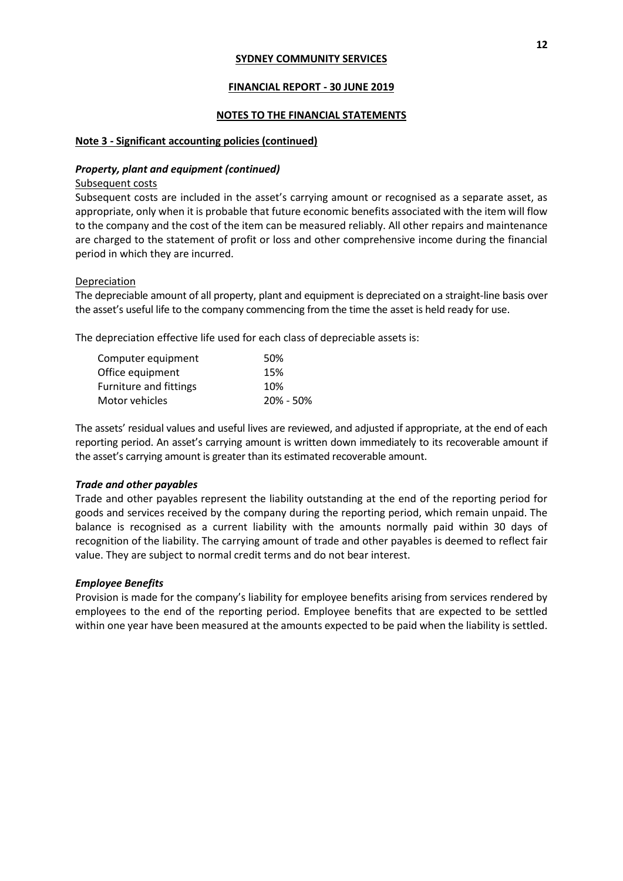**SYDNEY COMMUNITY SERVICES**

**FINANCIAL REPORT - 30 JUNE 2019**

**NOTES TO THE FINANCIAL STATEMENTS**

**Note 3 - Significant accounting policies (continued)**

***Property, plant and equipment (continued)***

Subsequent costs

Subsequent costs are included in the asset's carrying amount or recognised as a separate asset, as appropriate, only when it is probable that future economic benefits associated with the item will flow to the company and the cost of the item can be measured reliably. All other repairs and maintenance are charged to the statement of profit or loss and other comprehensive income during the financial period in which they are incurred.

Depreciation

The depreciable amount of all property, plant and equipment is depreciated on a straight-line basis over the asset's useful life to the company commencing from the time the asset is held ready for use.

The depreciation effective life used for each class of depreciable assets is:

| | |
|---|---|
| Computer equipment | 50% |
| Office equipment | 15% |
| Furniture and fittings | 10% |
| Motor vehicles | 20% - 50% |

The assets' residual values and useful lives are reviewed, and adjusted if appropriate, at the end of each reporting period. An asset's carrying amount is written down immediately to its recoverable amount if the asset's carrying amount is greater than its estimated recoverable amount.

***Trade and other payables***

Trade and other payables represent the liability outstanding at the end of the reporting period for goods and services received by the company during the reporting period, which remain unpaid. The balance is recognised as a current liability with the amounts normally paid within 30 days of recognition of the liability. The carrying amount of trade and other payables is deemed to reflect fair value. They are subject to normal credit terms and do not bear interest.

***Employee Benefits***

Provision is made for the company's liability for employee benefits arising from services rendered by employees to the end of the reporting period. Employee benefits that are expected to be settled within one year have been measured at the amounts expected to be paid when the liability is settled.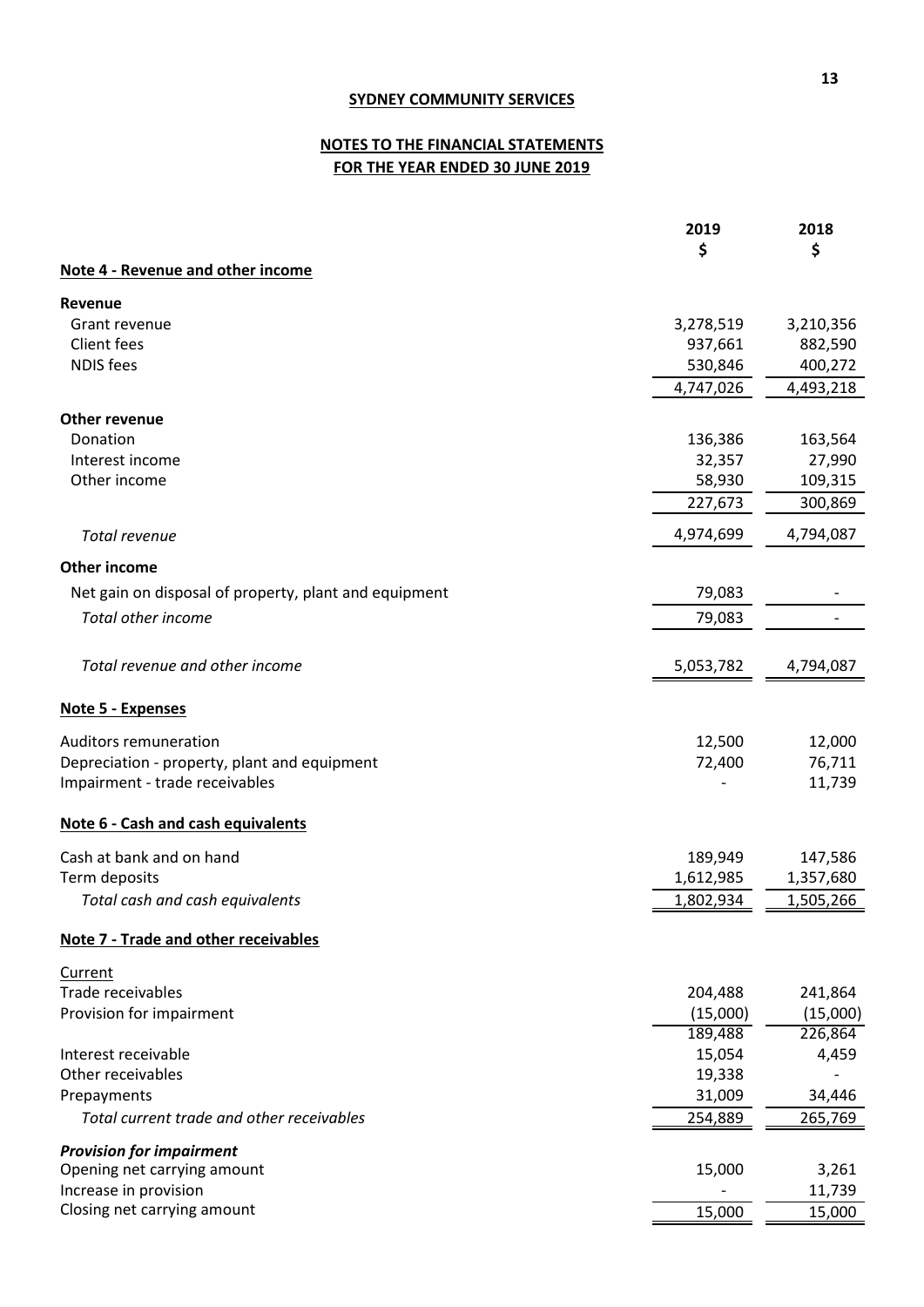**SYDNEY COMMUNITY SERVICES**

**NOTES TO THE FINANCIAL STATEMENTS**
**FOR THE YEAR ENDED 30 JUNE 2019**

| | 2019 $ | 2018 $ |
|---|---|---|
| **Note 4 - Revenue and other income** | | |
| **Revenue** | | |
| Grant revenue | 3,278,519 | 3,210,356 |
| Client fees | 937,661 | 882,590 |
| NDIS fees | 530,846 | 400,272 |
| | 4,747,026 | 4,493,218 |
| **Other revenue** | | |
| Donation | 136,386 | 163,564 |
| Interest income | 32,357 | 27,990 |
| Other income | 58,930 | 109,315 |
| | 227,673 | 300,869 |
| *Total revenue* | 4,974,699 | 4,794,087 |
| **Other income** | | |
| Net gain on disposal of property, plant and equipment | 79,083 | - |
| *Total other income* | 79,083 | - |
| *Total revenue and other income* | 5,053,782 | 4,794,087 |
| **Note 5 - Expenses** | | |
| Auditors remuneration | 12,500 | 12,000 |
| Depreciation - property, plant and equipment | 72,400 | 76,711 |
| Impairment - trade receivables | - | 11,739 |
| **Note 6 - Cash and cash equivalents** | | |
| Cash at bank and on hand | 189,949 | 147,586 |
| Term deposits | 1,612,985 | 1,357,680 |
| *Total cash and cash equivalents* | 1,802,934 | 1,505,266 |
| **Note 7 - Trade and other receivables** | | |
| Current | | |
| Trade receivables | 204,488 | 241,864 |
| Provision for impairment | (15,000) | (15,000) |
| | 189,488 | 226,864 |
| Interest receivable | 15,054 | 4,459 |
| Other receivables | 19,338 | - |
| Prepayments | 31,009 | 34,446 |
| *Total current trade and other receivables* | 254,889 | 265,769 |
| ***Provision for impairment*** | | |
| Opening net carrying amount | 15,000 | 3,261 |
| Increase in provision | - | 11,739 |
| Closing net carrying amount | 15,000 | 15,000 |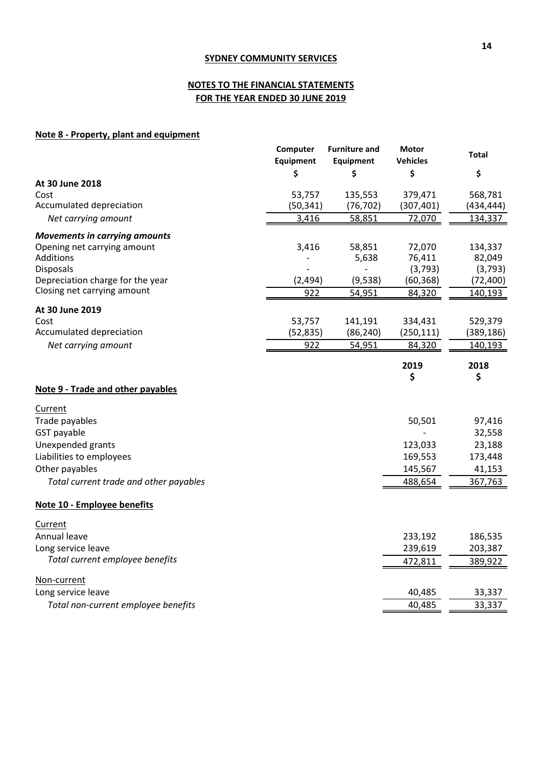**SYDNEY COMMUNITY SERVICES**

**NOTES TO THE FINANCIAL STATEMENTS**
**FOR THE YEAR ENDED 30 JUNE 2019**

## Note 8 - Property, plant and equipment

| | Computer Equipment | Furniture and Equipment | Motor Vehicles | Total |
|---|---|---|---|---|
| | $ | $ | $ | $ |
| **At 30 June 2018** | | | | |
| Cost | 53,757 | 135,553 | 379,471 | 568,781 |
| Accumulated depreciation | (50,341) | (76,702) | (307,401) | (434,444) |
| *Net carrying amount* | 3,416 | 58,851 | 72,070 | 134,337 |
| ***Movements in carrying amounts*** | | | | |
| Opening net carrying amount | 3,416 | 58,851 | 72,070 | 134,337 |
| Additions | - | 5,638 | 76,411 | 82,049 |
| Disposals | - | - | (3,793) | (3,793) |
| Depreciation charge for the year | (2,494) | (9,538) | (60,368) | (72,400) |
| Closing net carrying amount | 922 | 54,951 | 84,320 | 140,193 |
| **At 30 June 2019** | | | | |
| Cost | 53,757 | 141,191 | 334,431 | 529,379 |
| Accumulated depreciation | (52,835) | (86,240) | (250,111) | (389,186) |
| *Net carrying amount* | 922 | 54,951 | 84,320 | 140,193 |

## Note 9 - Trade and other payables

| | 2019 | 2018 |
|---|---|---|
| | $ | $ |
| Current | | |
| Trade payables | 50,501 | 97,416 |
| GST payable | - | 32,558 |
| Unexpended grants | 123,033 | 23,188 |
| Liabilities to employees | 169,553 | 173,448 |
| Other payables | 145,567 | 41,153 |
| *Total current trade and other payables* | 488,654 | 367,763 |

## Note 10 - Employee benefits

| | 2019 | 2018 |
|---|---|---|
| | $ | $ |
| Current | | |
| Annual leave | 233,192 | 186,535 |
| Long service leave | 239,619 | 203,387 |
| *Total current employee benefits* | 472,811 | 389,922 |
| Non-current | | |
| Long service leave | 40,485 | 33,337 |
| *Total non-current employee benefits* | 40,485 | 33,337 |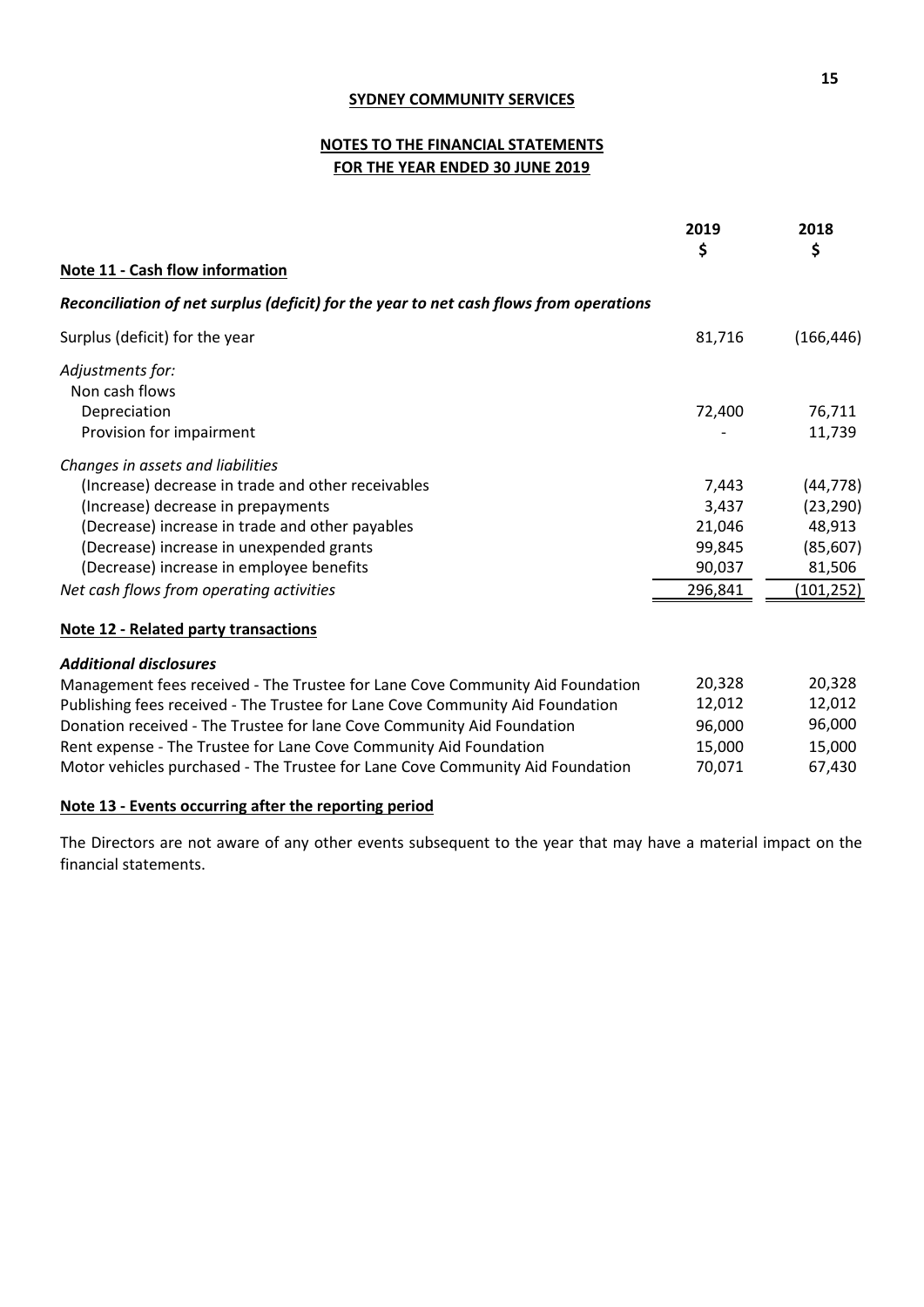**SYDNEY COMMUNITY SERVICES**

**NOTES TO THE FINANCIAL STATEMENTS**
**FOR THE YEAR ENDED 30 JUNE 2019**

## Note 11 - Cash flow information

| | 2019 $ | 2018 $ |
|---|---|---|
| ***Reconciliation of net surplus (deficit) for the year to net cash flows from operations*** | | |
| Surplus (deficit) for the year | 81,716 | (166,446) |
| *Adjustments for:* | | |
| Non cash flows | | |
| Depreciation | 72,400 | 76,711 |
| Provision for impairment | - | 11,739 |
| *Changes in assets and liabilities* | | |
| (Increase) decrease in trade and other receivables | 7,443 | (44,778) |
| (Increase) decrease in prepayments | 3,437 | (23,290) |
| (Decrease) increase in trade and other payables | 21,046 | 48,913 |
| (Decrease) increase in unexpended grants | 99,845 | (85,607) |
| (Decrease) increase in employee benefits | 90,037 | 81,506 |
| *Net cash flows from operating activities* | 296,841 | (101,252) |

## Note 12 - Related party transactions

| ***Additional disclosures*** | 2019 $ | 2018 $ |
|---|---|---|
| Management fees received - The Trustee for Lane Cove Community Aid Foundation | 20,328 | 20,328 |
| Publishing fees received - The Trustee for Lane Cove Community Aid Foundation | 12,012 | 12,012 |
| Donation received - The Trustee for lane Cove Community Aid Foundation | 96,000 | 96,000 |
| Rent expense - The Trustee for Lane Cove Community Aid Foundation | 15,000 | 15,000 |
| Motor vehicles purchased - The Trustee for Lane Cove Community Aid Foundation | 70,071 | 67,430 |

## Note 13 - Events occurring after the reporting period

The Directors are not aware of any other events subsequent to the year that may have a material impact on the financial statements.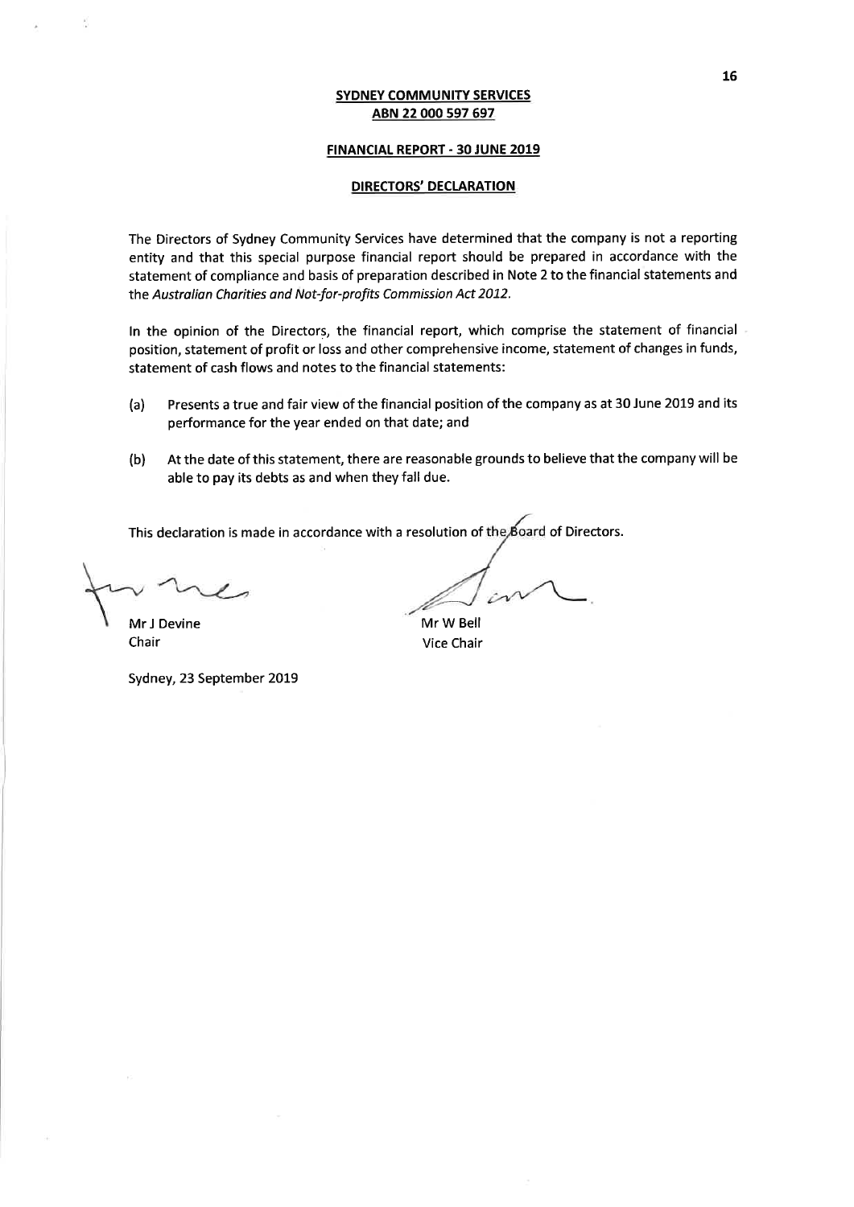**SYDNEY COMMUNITY SERVICES**
**ABN 22 000 597 697**

**FINANCIAL REPORT - 30 JUNE 2019**

**DIRECTORS' DECLARATION**

The Directors of Sydney Community Services have determined that the company is not a reporting entity and that this special purpose financial report should be prepared in accordance with the statement of compliance and basis of preparation described in Note 2 to the financial statements and the *Australian Charities and Not-for-profits Commission Act 2012*.

In the opinion of the Directors, the financial report, which comprise the statement of financial position, statement of profit or loss and other comprehensive income, statement of changes in funds, statement of cash flows and notes to the financial statements:

(a) Presents a true and fair view of the financial position of the company as at 30 June 2019 and its performance for the year ended on that date; and

(b) At the date of this statement, there are reasonable grounds to believe that the company will be able to pay its debts as and when they fall due.

This declaration is made in accordance with a resolution of the Board of Directors.

Mr J Devine
Chair

Mr W Bell
Vice Chair

Sydney, 23 September 2019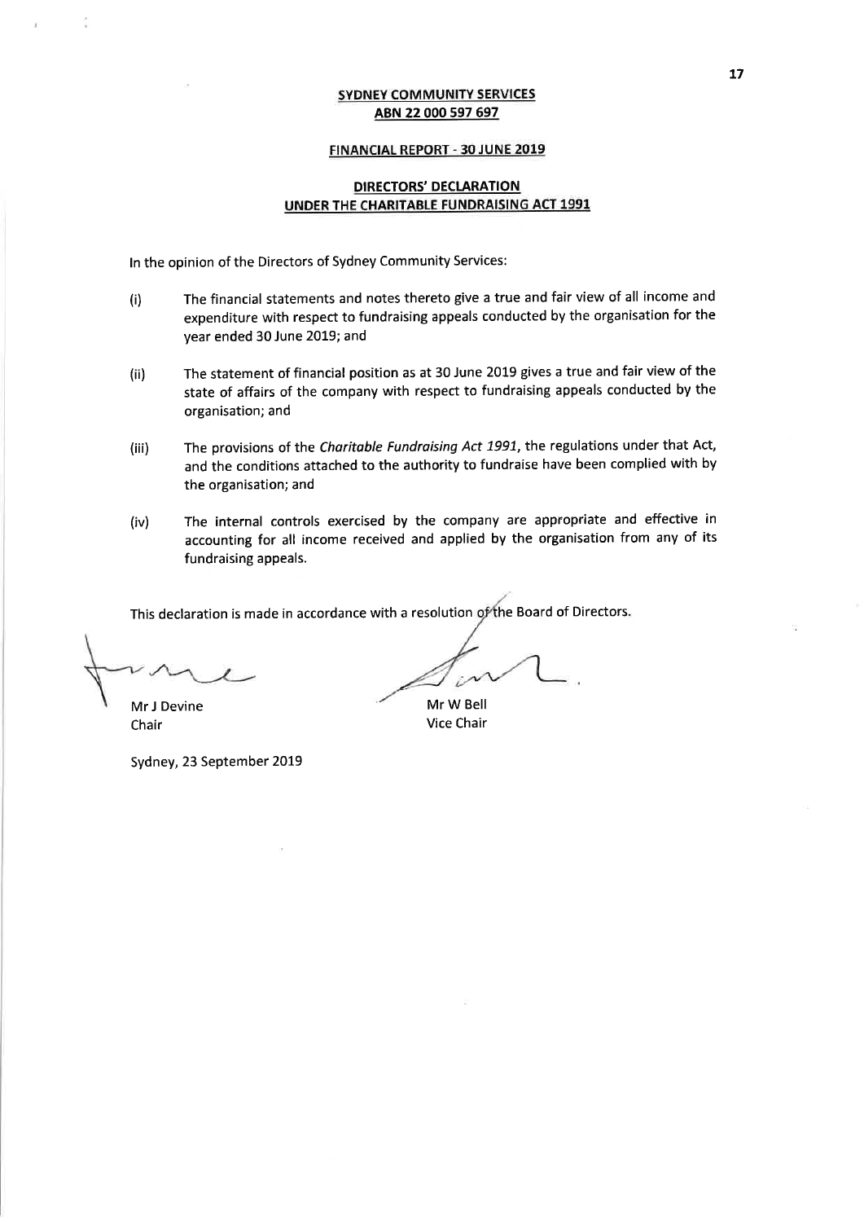**SYDNEY COMMUNITY SERVICES**
**ABN 22 000 597 697**

**FINANCIAL REPORT - 30 JUNE 2019**

**DIRECTORS' DECLARATION**
**UNDER THE CHARITABLE FUNDRAISING ACT 1991**

In the opinion of the Directors of Sydney Community Services:

(i) The financial statements and notes thereto give a true and fair view of all income and expenditure with respect to fundraising appeals conducted by the organisation for the year ended 30 June 2019; and

(ii) The statement of financial position as at 30 June 2019 gives a true and fair view of the state of affairs of the company with respect to fundraising appeals conducted by the organisation; and

(iii) The provisions of the *Charitable Fundraising Act 1991*, the regulations under that Act, and the conditions attached to the authority to fundraise have been complied with by the organisation; and

(iv) The internal controls exercised by the company are appropriate and effective in accounting for all income received and applied by the organisation from any of its fundraising appeals.

This declaration is made in accordance with a resolution of the Board of Directors.

Mr J Devine
Chair

Mr W Bell
Vice Chair

Sydney, 23 September 2019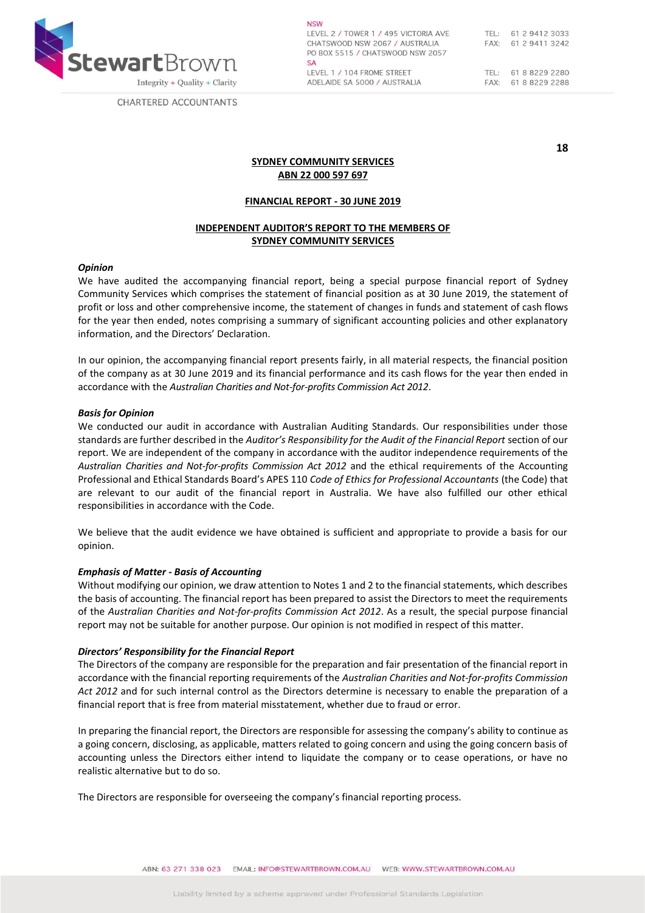**SYDNEY COMMUNITY SERVICES**
**ABN 22 000 597 697**

**FINANCIAL REPORT - 30 JUNE 2019**

**INDEPENDENT AUDITOR'S REPORT TO THE MEMBERS OF SYDNEY COMMUNITY SERVICES**

***Opinion***

We have audited the accompanying financial report, being a special purpose financial report of Sydney Community Services which comprises the statement of financial position as at 30 June 2019, the statement of profit or loss and other comprehensive income, the statement of changes in funds and statement of cash flows for the year then ended, notes comprising a summary of significant accounting policies and other explanatory information, and the Directors' Declaration.

In our opinion, the accompanying financial report presents fairly, in all material respects, the financial position of the company as at 30 June 2019 and its financial performance and its cash flows for the year then ended in accordance with the *Australian Charities and Not-for-profits Commission Act 2012*.

***Basis for Opinion***

We conducted our audit in accordance with Australian Auditing Standards. Our responsibilities under those standards are further described in the *Auditor's Responsibility for the Audit of the Financial Report* section of our report. We are independent of the company in accordance with the auditor independence requirements of the *Australian Charities and Not-for-profits Commission Act 2012* and the ethical requirements of the Accounting Professional and Ethical Standards Board's APES 110 *Code of Ethics for Professional Accountants* (the Code) that are relevant to our audit of the financial report in Australia. We have also fulfilled our other ethical responsibilities in accordance with the Code.

We believe that the audit evidence we have obtained is sufficient and appropriate to provide a basis for our opinion.

***Emphasis of Matter - Basis of Accounting***

Without modifying our opinion, we draw attention to Notes 1 and 2 to the financial statements, which describes the basis of accounting. The financial report has been prepared to assist the Directors to meet the requirements of the *Australian Charities and Not-for-profits Commission Act 2012*. As a result, the special purpose financial report may not be suitable for another purpose. Our opinion is not modified in respect of this matter.

***Directors' Responsibility for the Financial Report***

The Directors of the company are responsible for the preparation and fair presentation of the financial report in accordance with the financial reporting requirements of the *Australian Charities and Not-for-profits Commission Act 2012* and for such internal control as the Directors determine is necessary to enable the preparation of a financial report that is free from material misstatement, whether due to fraud or error.

In preparing the financial report, the Directors are responsible for assessing the company's ability to continue as a going concern, disclosing, as applicable, matters related to going concern and using the going concern basis of accounting unless the Directors either intend to liquidate the company or to cease operations, or have no realistic alternative but to do so.

The Directors are responsible for overseeing the company's financial reporting process.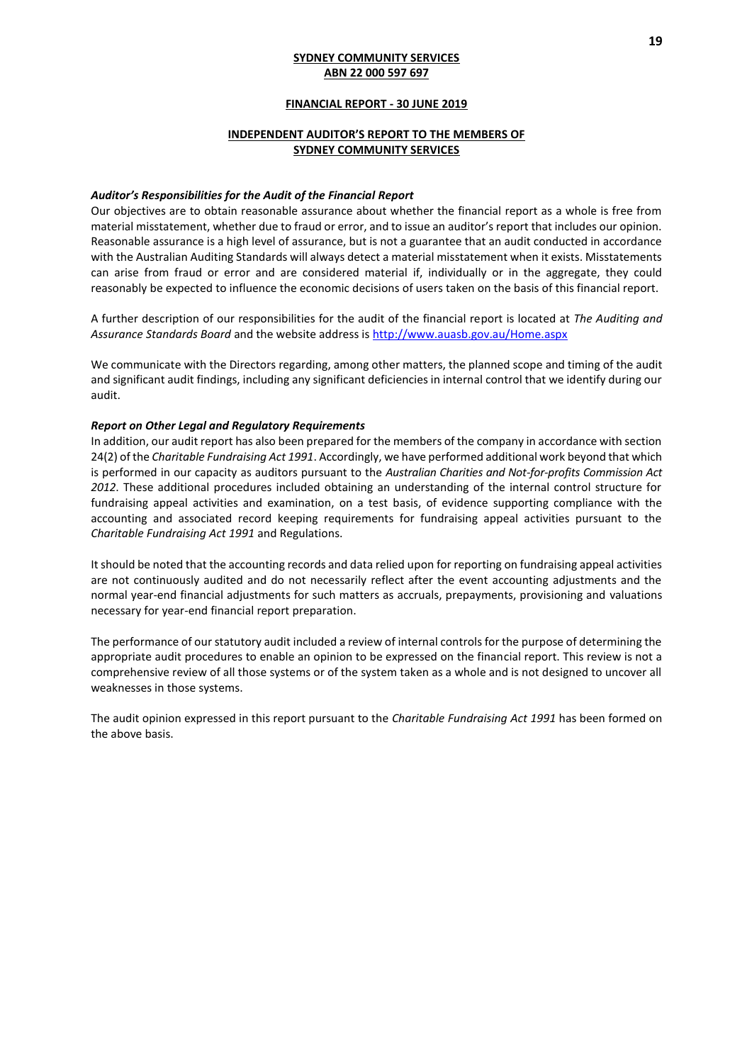**SYDNEY COMMUNITY SERVICES**
**ABN 22 000 597 697**

**FINANCIAL REPORT - 30 JUNE 2019**

**INDEPENDENT AUDITOR'S REPORT TO THE MEMBERS OF SYDNEY COMMUNITY SERVICES**

***Auditor's Responsibilities for the Audit of the Financial Report***

Our objectives are to obtain reasonable assurance about whether the financial report as a whole is free from material misstatement, whether due to fraud or error, and to issue an auditor's report that includes our opinion. Reasonable assurance is a high level of assurance, but is not a guarantee that an audit conducted in accordance with the Australian Auditing Standards will always detect a material misstatement when it exists. Misstatements can arise from fraud or error and are considered material if, individually or in the aggregate, they could reasonably be expected to influence the economic decisions of users taken on the basis of this financial report.

A further description of our responsibilities for the audit of the financial report is located at *The Auditing and Assurance Standards Board* and the website address is http://www.auasb.gov.au/Home.aspx

We communicate with the Directors regarding, among other matters, the planned scope and timing of the audit and significant audit findings, including any significant deficiencies in internal control that we identify during our audit.

***Report on Other Legal and Regulatory Requirements***

In addition, our audit report has also been prepared for the members of the company in accordance with section 24(2) of the *Charitable Fundraising Act 1991*. Accordingly, we have performed additional work beyond that which is performed in our capacity as auditors pursuant to the *Australian Charities and Not-for-profits Commission Act 2012*. These additional procedures included obtaining an understanding of the internal control structure for fundraising appeal activities and examination, on a test basis, of evidence supporting compliance with the accounting and associated record keeping requirements for fundraising appeal activities pursuant to the *Charitable Fundraising Act 1991* and Regulations.

It should be noted that the accounting records and data relied upon for reporting on fundraising appeal activities are not continuously audited and do not necessarily reflect after the event accounting adjustments and the normal year-end financial adjustments for such matters as accruals, prepayments, provisioning and valuations necessary for year-end financial report preparation.

The performance of our statutory audit included a review of internal controls for the purpose of determining the appropriate audit procedures to enable an opinion to be expressed on the financial report. This review is not a comprehensive review of all those systems or of the system taken as a whole and is not designed to uncover all weaknesses in those systems.

The audit opinion expressed in this report pursuant to the *Charitable Fundraising Act 1991* has been formed on the above basis.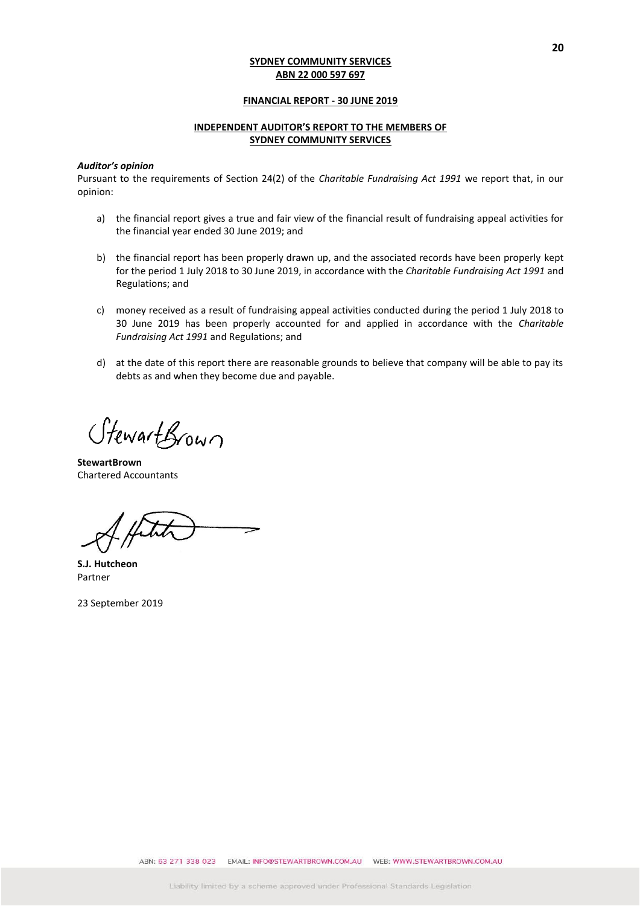**SYDNEY COMMUNITY SERVICES**
**ABN 22 000 597 697**

**FINANCIAL REPORT - 30 JUNE 2019**

**INDEPENDENT AUDITOR'S REPORT TO THE MEMBERS OF SYDNEY COMMUNITY SERVICES**

***Auditor's opinion***

Pursuant to the requirements of Section 24(2) of the *Charitable Fundraising Act 1991* we report that, in our opinion:

a) the financial report gives a true and fair view of the financial result of fundraising appeal activities for the financial year ended 30 June 2019; and

b) the financial report has been properly drawn up, and the associated records have been properly kept for the period 1 July 2018 to 30 June 2019, in accordance with the *Charitable Fundraising Act 1991* and Regulations; and

c) money received as a result of fundraising appeal activities conducted during the period 1 July 2018 to 30 June 2019 has been properly accounted for and applied in accordance with the *Charitable Fundraising Act 1991* and Regulations; and

d) at the date of this report there are reasonable grounds to believe that company will be able to pay its debts as and when they become due and payable.

StewartBrown

**StewartBrown**
Chartered Accountants

**S.J. Hutcheon**
Partner

23 September 2019

ABN: 63 271 338 023 EMAIL: INFO@STEWARTBROWN.COM.AU WEB: WWW.STEWARTBROWN.COM.AU

Liability limited by a scheme approved under Professional Standards Legislation